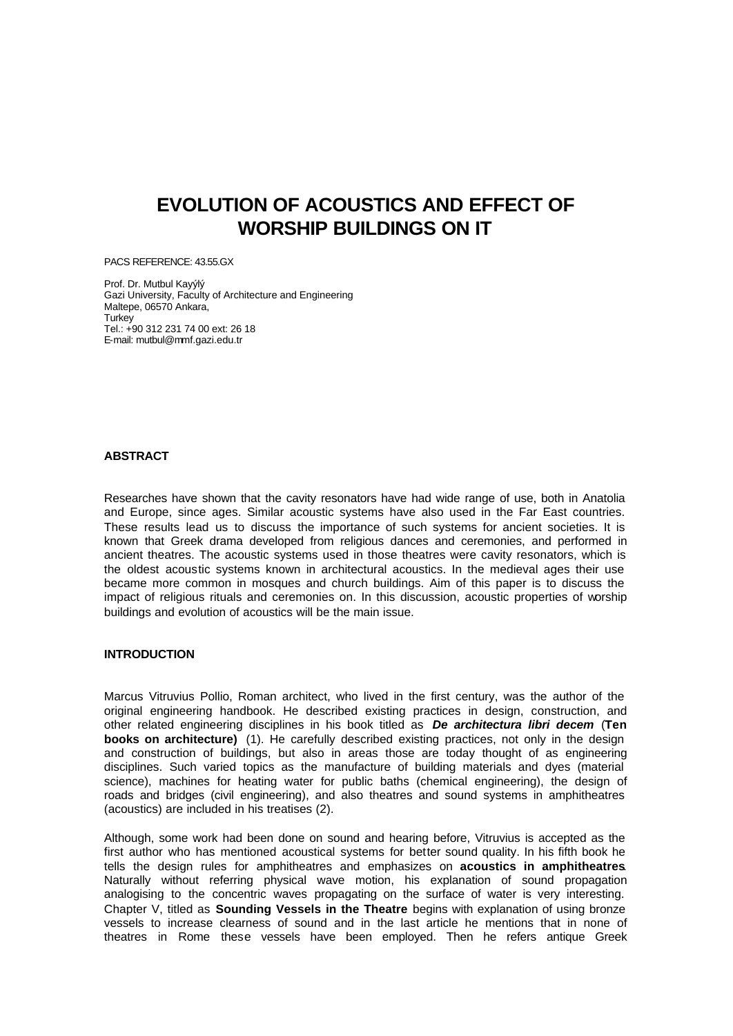# EVOLUTION OF ACOUSTICS AND EFFECT OF WORSHIP BUILDINGS ON IT

PACS REFERENCE: 43.55.GX

Prof. Dr. Mutbul Kayýlý
Gazi University, Faculty of Architecture and Engineering
Maltepe, 06570 Ankara,
Turkey
Tel.: +90 312 231 74 00 ext: 26 18
E-mail: mutbul@mmf.gazi.edu.tr

## ABSTRACT

Researches have shown that the cavity resonators have had wide range of use, both in Anatolia and Europe, since ages. Similar acoustic systems have also used in the Far East countries. These results lead us to discuss the importance of such systems for ancient societies. It is known that Greek drama developed from religious dances and ceremonies, and performed in ancient theatres. The acoustic systems used in those theatres were cavity resonators, which is the oldest acoustic systems known in architectural acoustics. In the medieval ages their use became more common in mosques and church buildings. Aim of this paper is to discuss the impact of religious rituals and ceremonies on. In this discussion, acoustic properties of worship buildings and evolution of acoustics will be the main issue.

## INTRODUCTION

Marcus Vitruvius Pollio, Roman architect, who lived in the first century, was the author of the original engineering handbook. He described existing practices in design, construction, and other related engineering disciplines in his book titled as ***De architectura libri decem*** (**Ten books on architecture)** (1). He carefully described existing practices, not only in the design and construction of buildings, but also in areas those are today thought of as engineering disciplines. Such varied topics as the manufacture of building materials and dyes (material science), machines for heating water for public baths (chemical engineering), the design of roads and bridges (civil engineering), and also theatres and sound systems in amphitheatres (acoustics) are included in his treatises (2).

Although, some work had been done on sound and hearing before, Vitruvius is accepted as the first author who has mentioned acoustical systems for better sound quality. In his fifth book he tells the design rules for amphitheatres and emphasizes on **acoustics in amphitheatres**. Naturally without referring physical wave motion, his explanation of sound propagation analogising to the concentric waves propagating on the surface of water is very interesting. Chapter V, titled as **Sounding Vessels in the Theatre** begins with explanation of using bronze vessels to increase clearness of sound and in the last article he mentions that in none of theatres in Rome these vessels have been employed. Then he refers antique Greek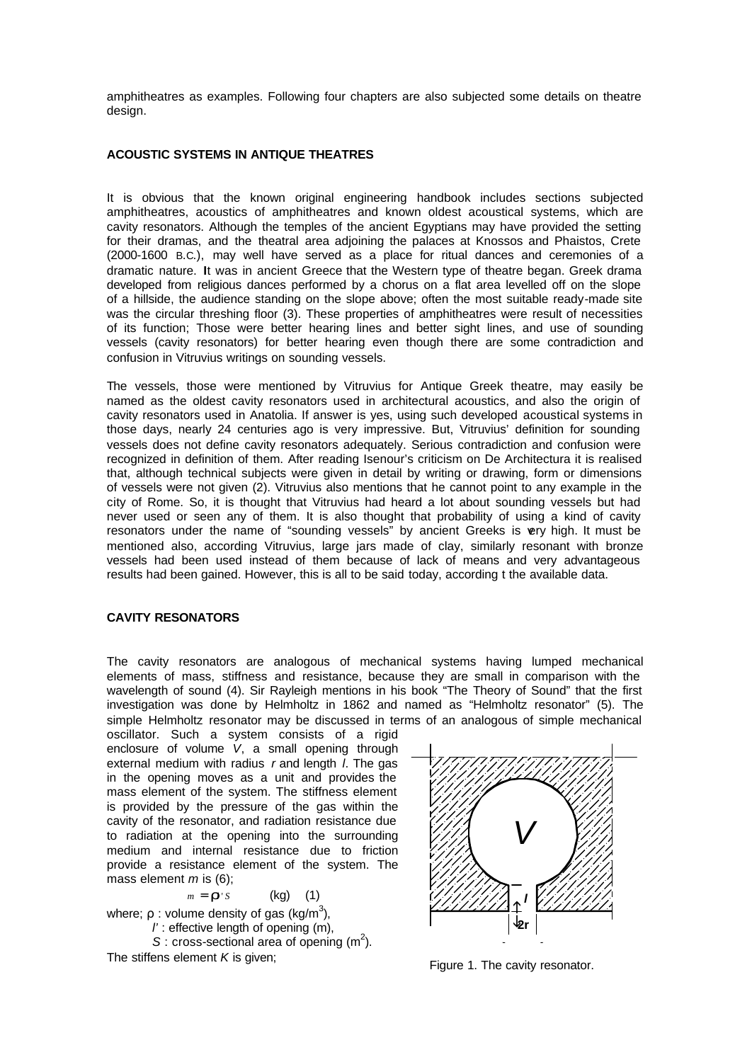amphitheatres as examples. Following four chapters are also subjected some details on theatre design.

**ACOUSTIC SYSTEMS IN ANTIQUE THEATRES**

It is obvious that the known original engineering handbook includes sections subjected amphitheatres, acoustics of amphitheatres and known oldest acoustical systems, which are cavity resonators. Although the temples of the ancient Egyptians may have provided the setting for their dramas, and the theatral area adjoining the palaces at Knossos and Phaistos, Crete (2000-1600 B.C.), may well have served as a place for ritual dances and ceremonies of a dramatic nature. It was in ancient Greece that the Western type of theatre began. Greek drama developed from religious dances performed by a chorus on a flat area levelled off on the slope of a hillside, the audience standing on the slope above; often the most suitable ready-made site was the circular threshing floor (3). These properties of amphitheatres were result of necessities of its function; Those were better hearing lines and better sight lines, and use of sounding vessels (cavity resonators) for better hearing even though there are some contradiction and confusion in Vitruvius writings on sounding vessels.

The vessels, those were mentioned by Vitruvius for Antique Greek theatre, may easily be named as the oldest cavity resonators used in architectural acoustics, and also the origin of cavity resonators used in Anatolia. If answer is yes, using such developed acoustical systems in those days, nearly 24 centuries ago is very impressive. But, Vitruvius' definition for sounding vessels does not define cavity resonators adequately. Serious contradiction and confusion were recognized in definition of them. After reading Isenour's criticism on De Architectura it is realised that, although technical subjects were given in detail by writing or drawing, form or dimensions of vessels were not given (2). Vitruvius also mentions that he cannot point to any example in the city of Rome. So, it is thought that Vitruvius had heard a lot about sounding vessels but had never used or seen any of them. It is also thought that probability of using a kind of cavity resonators under the name of "sounding vessels" by ancient Greeks is very high. It must be mentioned also, according Vitruvius, large jars made of clay, similarly resonant with bronze vessels had been used instead of them because of lack of means and very advantageous results had been gained. However, this is all to be said today, according t the available data.

**CAVITY RESONATORS**

The cavity resonators are analogous of mechanical systems having lumped mechanical elements of mass, stiffness and resistance, because they are small in comparison with the wavelength of sound (4). Sir Rayleigh mentions in his book "The Theory of Sound" that the first investigation was done by Helmholtz in 1862 and named as "Helmholtz resonator" (5). The simple Helmholtz resonator may be discussed in terms of an analogous of simple mechanical oscillator. Such a system consists of a rigid enclosure of volume $V$, a small opening through external medium with radius $r$ and length $l$. The gas in the opening moves as a unit and provides the mass element of the system. The stiffness element is provided by the pressure of the gas within the cavity of the resonator, and radiation resistance due to radiation at the opening into the surrounding medium and internal resistance due to friction provide a resistance element of the system. The mass element $m$ is (6);

$$m = \rho l' S \qquad \text{(kg)} \qquad (1)$$

where; $\rho$ : volume density of gas (kg/m$^3$),
$l'$ : effective length of opening (m),
$S$ : cross-sectional area of opening (m$^2$).

The stiffens element $K$ is given;

Figure 1. The cavity resonator.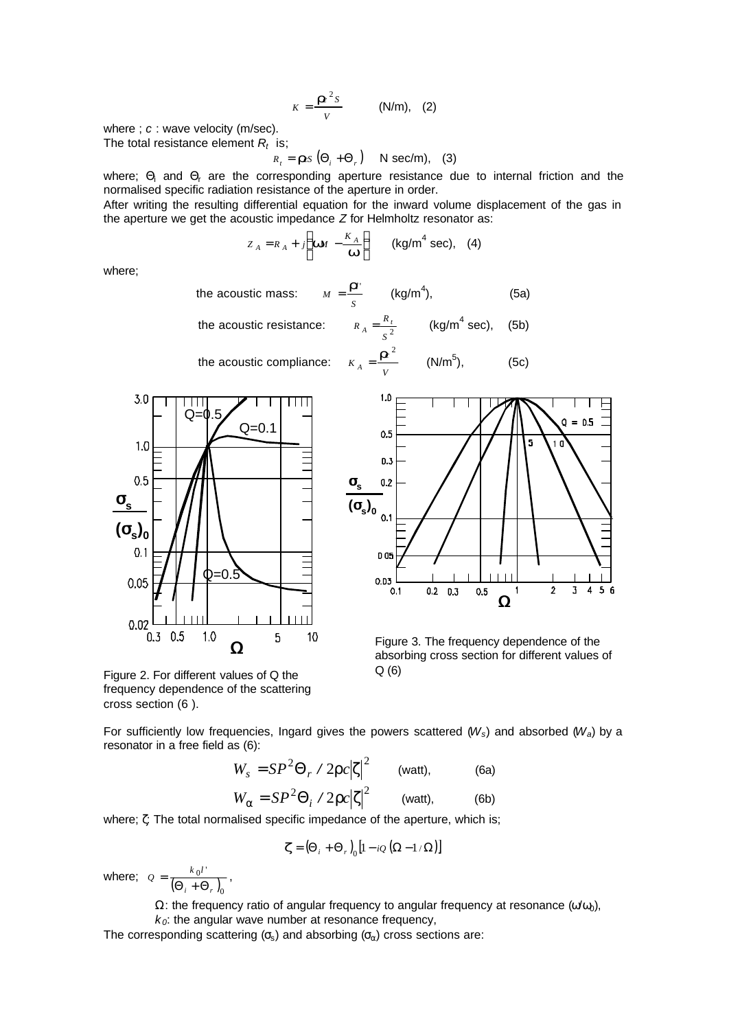$$K = \frac{\rho c^2 S}{V} \quad \text{(N/m)}, \quad (2)$$

where ; $c$ : wave velocity (m/sec).

The total resistance element $R_t$ is;

$$R_t = \rho c S \left(\Theta_i + \Theta_r\right) \quad \text{N sec/m)}, \quad (3)$$

where; $\Theta_i$ and $\Theta_r$ are the corresponding aperture resistance due to internal friction and the normalised specific radiation resistance of the aperture in order.

After writing the resulting differential equation for the inward volume displacement of the gas in the aperture we get the acoustic impedance $Z$ for Helmholtz resonator as:

$$Z_A = R_A + j\left(\omega M - \frac{K_A}{\omega}\right) \quad \text{(kg/m}^4\text{ sec)}, \quad (4)$$

where;

the acoustic mass: $M = \frac{\rho l'}{S}$ (kg/m$^4$), (5a)

the acoustic resistance: $R_A = \frac{R_t}{S^2}$ (kg/m$^4$ sec), (5b)

the acoustic compliance: $K_A = \frac{\rho c^2}{V}$ (N/m$^5$), (5c)

Figure 2. For different values of Q the frequency dependence of the scattering cross section (6 ).

Figure 3. The frequency dependence of the absorbing cross section for different values of Q (6)

For sufficiently low frequencies, Ingard gives the powers scattered ($W_s$) and absorbed ($W_a$) by a resonator in a free field as (6):

$$W_s = SP^2\Theta_r / 2\rho c\left|\zeta\right|^2 \quad \text{(watt)}, \quad (6a)$$

$$W_\alpha = SP^2\Theta_i / 2\rho c\left|\zeta\right|^2 \quad \text{(watt)}, \quad (6b)$$

where; $\zeta$: The total normalised specific impedance of the aperture, which is;

$$\zeta = \left(\Theta_i + \Theta_r\right)_0\left[1 - iQ\left(\Omega - 1/\Omega\right)\right]$$

where; $Q = \frac{k_0 l'}{\left(\Theta_i + \Theta_r\right)_0}$ ,

$\Omega$: the frequency ratio of angular frequency to angular frequency at resonance ($\omega/\omega_0$),

$k_0$: the angular wave number at resonance frequency,

The corresponding scattering ($\sigma_s$) and absorbing ($\sigma_\alpha$) cross sections are: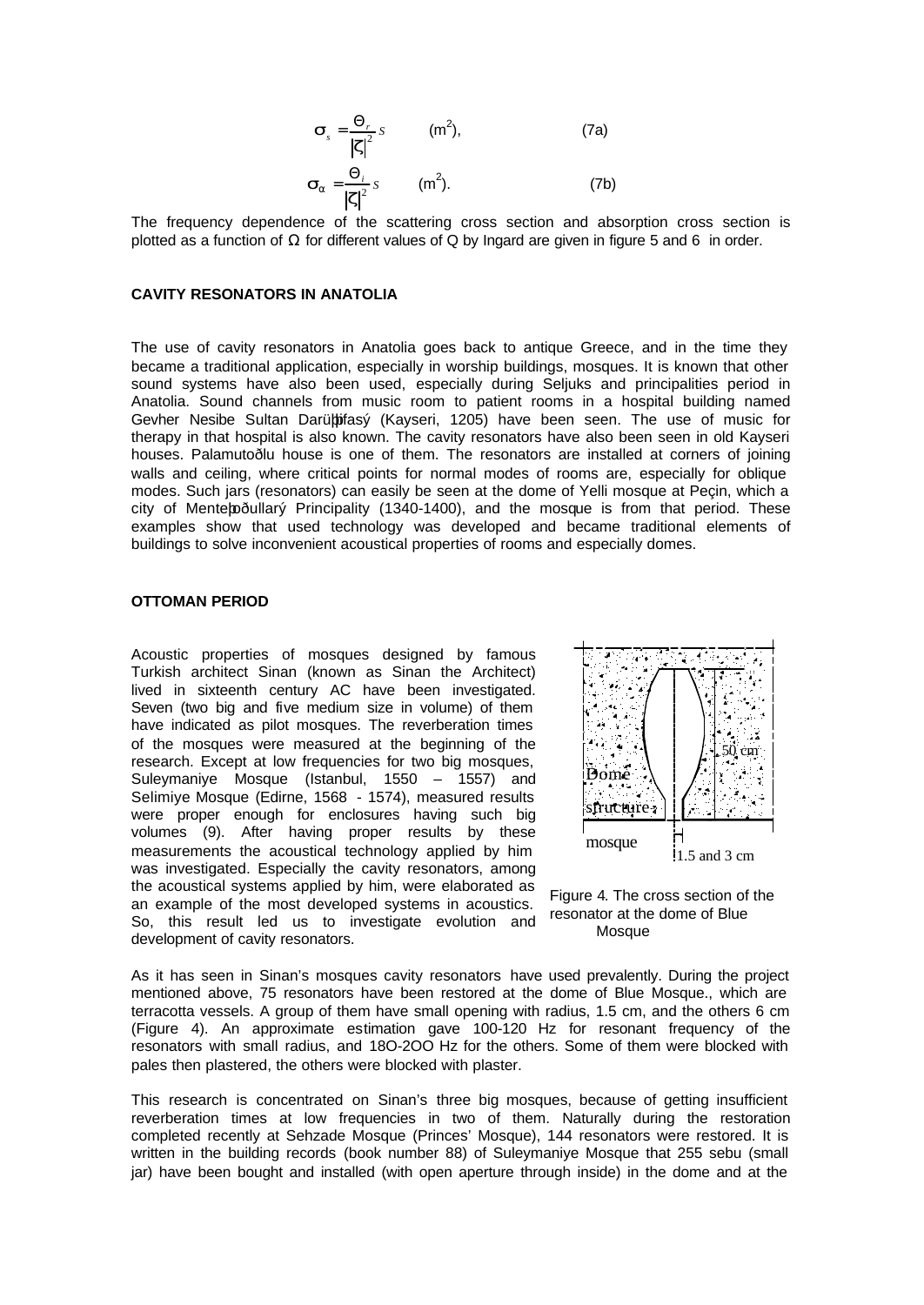$$\sigma_s = \frac{\Theta_r}{|\zeta|^2} S \qquad (\mathrm{m}^2), \qquad (7a)$$

$$\sigma_\alpha = \frac{\Theta_i}{|\zeta|^2} S \qquad (\mathrm{m}^2). \qquad (7b)$$

The frequency dependence of the scattering cross section and absorption cross section is plotted as a function of $\Omega$ for different values of Q by Ingard are given in figure 5 and 6 in order.

### CAVITY RESONATORS IN ANATOLIA

The use of cavity resonators in Anatolia goes back to antique Greece, and in the time they became a traditional application, especially in worship buildings, mosques. It is known that other sound systems have also been used, especially during Seljuks and principalities period in Anatolia. Sound channels from music room to patient rooms in a hospital building named Gevher Nesibe Sultan Darüþþifasý (Kayseri, 1205) have been seen. The use of music for therapy in that hospital is also known. The cavity resonators have also been seen in old Kayseri houses. Palamutoðlu house is one of them. The resonators are installed at corners of joining walls and ceiling, where critical points for normal modes of rooms are, especially for oblique modes. Such jars (resonators) can easily be seen at the dome of Yelli mosque at Peçin, which a city of Menteþoðullarý Principality (1340-1400), and the mosque is from that period. These examples show that used technology was developed and became traditional elements of buildings to solve inconvenient acoustical properties of rooms and especially domes.

### OTTOMAN PERIOD

Acoustic properties of mosques designed by famous Turkish architect Sinan (known as Sinan the Architect) lived in sixteenth century AC have been investigated. Seven (two big and five medium size in volume) of them have indicated as pilot mosques. The reverberation times of the mosques were measured at the beginning of the research. Except at low frequencies for two big mosques, Suleymaniye Mosque (Istanbul, 1550 – 1557) and Selimiye Mosque (Edirne, 1568 - 1574), measured results were proper enough for enclosures having such big volumes (9). After having proper results by these measurements the acoustical technology applied by him was investigated. Especially the cavity resonators, among the acoustical systems applied by him, were elaborated as an example of the most developed systems in acoustics. So, this result led us to investigate evolution and development of cavity resonators.

50 cm

Dome structure

mosque

1.5 and 3 cm

Figure 4. The cross section of the resonator at the dome of Blue Mosque

As it has seen in Sinan's mosques cavity resonators have used prevalently. During the project mentioned above, 75 resonators have been restored at the dome of Blue Mosque., which are terracotta vessels. A group of them have small opening with radius, 1.5 cm, and the others 6 cm (Figure 4). An approximate estimation gave 100-120 Hz for resonant frequency of the resonators with small radius, and 18O-2OO Hz for the others. Some of them were blocked with pales then plastered, the others were blocked with plaster.

This research is concentrated on Sinan's three big mosques, because of getting insufficient reverberation times at low frequencies in two of them. Naturally during the restoration completed recently at Sehzade Mosque (Princes' Mosque), 144 resonators were restored. It is written in the building records (book number 88) of Suleymaniye Mosque that 255 sebu (small jar) have been bought and installed (with open aperture through inside) in the dome and at the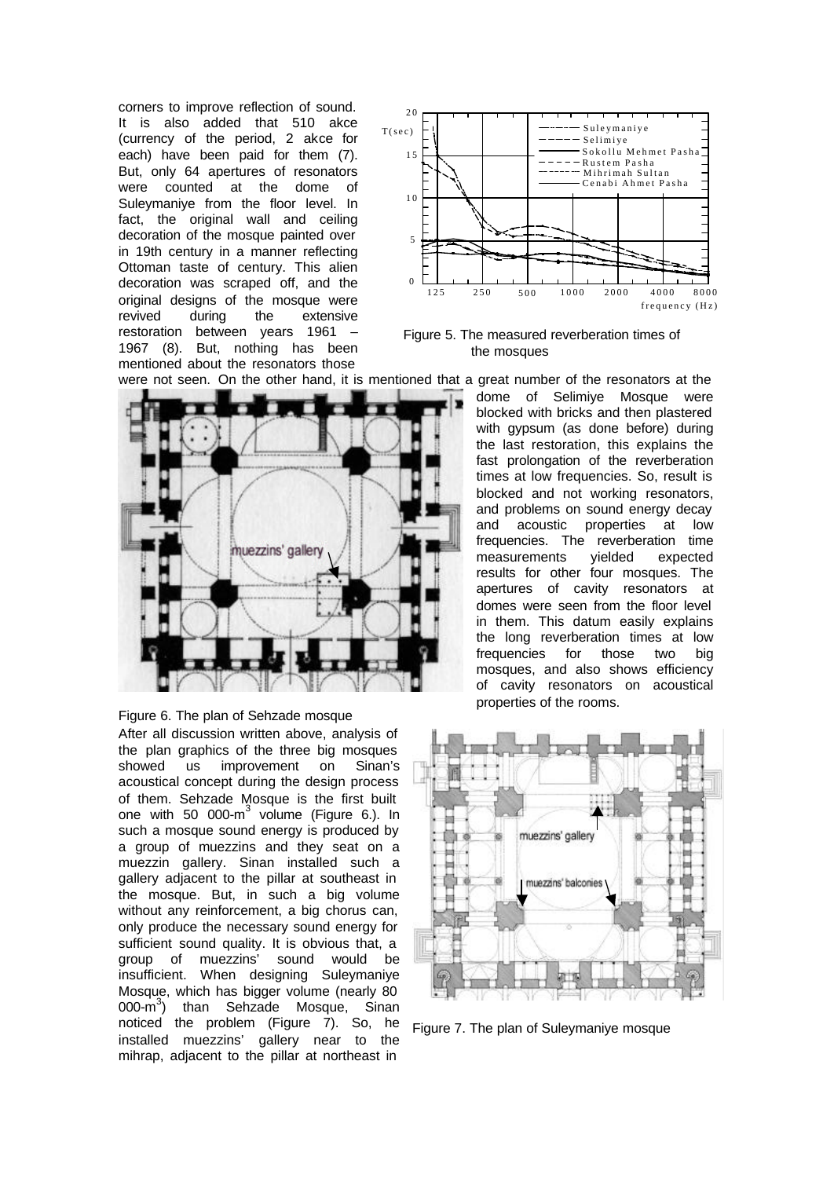corners to improve reflection of sound. It is also added that 510 akce (currency of the period, 2 akce for each) have been paid for them (7). But, only 64 apertures of resonators were counted at the dome of Suleymaniye from the floor level. In fact, the original wall and ceiling decoration of the mosque painted over in 19th century in a manner reflecting Ottoman taste of century. This alien decoration was scraped off, and the original designs of the mosque were revived during the extensive restoration between years 1961 – 1967 (8). But, nothing has been mentioned about the resonators those were not seen. On the other hand, it is mentioned that a great number of the resonators at the dome of Selimiye Mosque were blocked with bricks and then plastered with gypsum (as done before) during the last restoration, this explains the fast prolongation of the reverberation times at low frequencies. So, result is blocked and not working resonators, and problems on sound energy decay and acoustic properties at low frequencies. The reverberation time measurements yielded expected results for other four mosques. The apertures of cavity resonators at domes were seen from the floor level in them. This datum easily explains the long reverberation times at low frequencies for those two big mosques, and also shows efficiency of cavity resonators on acoustical properties of the rooms.

Figure 5. The measured reverberation times of the mosques

Figure 6. The plan of Sehzade mosque

After all discussion written above, analysis of the plan graphics of the three big mosques showed us improvement on Sinan's acoustical concept during the design process of them. Sehzade Mosque is the first built one with 50 000-m$^3$ volume (Figure 6.). In such a mosque sound energy is produced by a group of muezzins and they seat on a muezzin gallery. Sinan installed such a gallery adjacent to the pillar at southeast in the mosque. But, in such a big volume without any reinforcement, a big chorus can, only produce the necessary sound energy for sufficient sound quality. It is obvious that, a group of muezzins' sound would be insufficient. When designing Suleymaniye Mosque, which has bigger volume (nearly 80 000-m$^3$) than Sehzade Mosque, Sinan noticed the problem (Figure 7). So, he installed muezzins' gallery near to the mihrap, adjacent to the pillar at northeast in

Figure 7. The plan of Suleymaniye mosque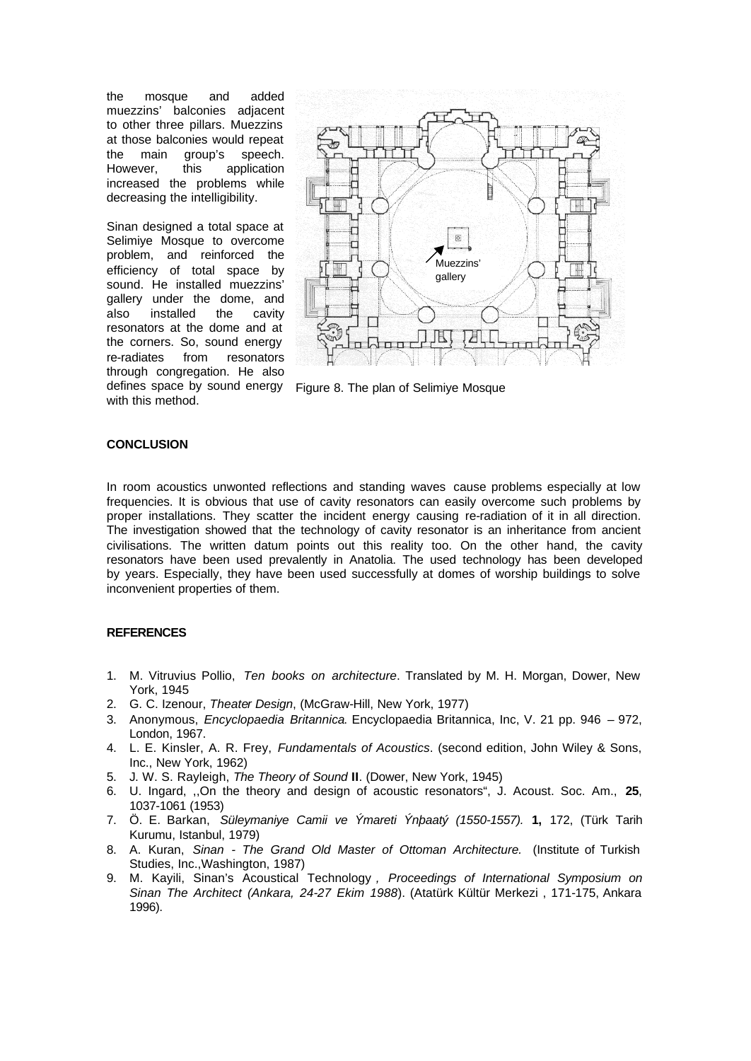the mosque and added muezzins' balconies adjacent to other three pillars. Muezzins at those balconies would repeat the main group's speech. However, this application increased the problems while decreasing the intelligibility.

Sinan designed a total space at Selimiye Mosque to overcome problem, and reinforced the efficiency of total space by sound. He installed muezzins' gallery under the dome, and also installed the cavity resonators at the dome and at the corners. So, sound energy re-radiates from resonators through congregation. He also defines space by sound energy with this method.

Muezzins' gallery

Figure 8. The plan of Selimiye Mosque

**CONCLUSION**

In room acoustics unwonted reflections and standing waves cause problems especially at low frequencies. It is obvious that use of cavity resonators can easily overcome such problems by proper installations. They scatter the incident energy causing re-radiation of it in all direction. The investigation showed that the technology of cavity resonator is an inheritance from ancient civilisations. The written datum points out this reality too. On the other hand, the cavity resonators have been used prevalently in Anatolia. The used technology has been developed by years. Especially, they have been used successfully at domes of worship buildings to solve inconvenient properties of them.

**REFERENCES**

1. M. Vitruvius Pollio, *Ten books on architecture*. Translated by M. H. Morgan, Dower, New York, 1945
2. G. C. Izenour, *Theater Design*, (McGraw-Hill, New York, 1977)
3. Anonymous, *Encyclopaedia Britannica*. Encyclopaedia Britannica, Inc, V. 21 pp. 946 – 972, London, 1967.
4. L. E. Kinsler, A. R. Frey, *Fundamentals of Acoustics*. (second edition, John Wiley & Sons, Inc., New York, 1962)
5. J. W. S. Rayleigh, *The Theory of Sound* **II**. (Dower, New York, 1945)
6. U. Ingard, ,,On the theory and design of acoustic resonators", J. Acoust. Soc. Am., **25**, 1037-1061 (1953)
7. Ö. E. Barkan, *Süleymaniye Camii ve Ýmareti Ýnþaatý (1550-1557).* **1,** 172, (Türk Tarih Kurumu, Istanbul, 1979)
8. A. Kuran, *Sinan - The Grand Old Master of Ottoman Architecture.* (Institute of Turkish Studies, Inc.,Washington, 1987)
9. M. Kayili, Sinan's Acoustical Technology , *Proceedings of International Symposium on Sinan The Architect (Ankara, 24-27 Ekim 1988*). (Atatürk Kültür Merkezi , 171-175, Ankara 1996).